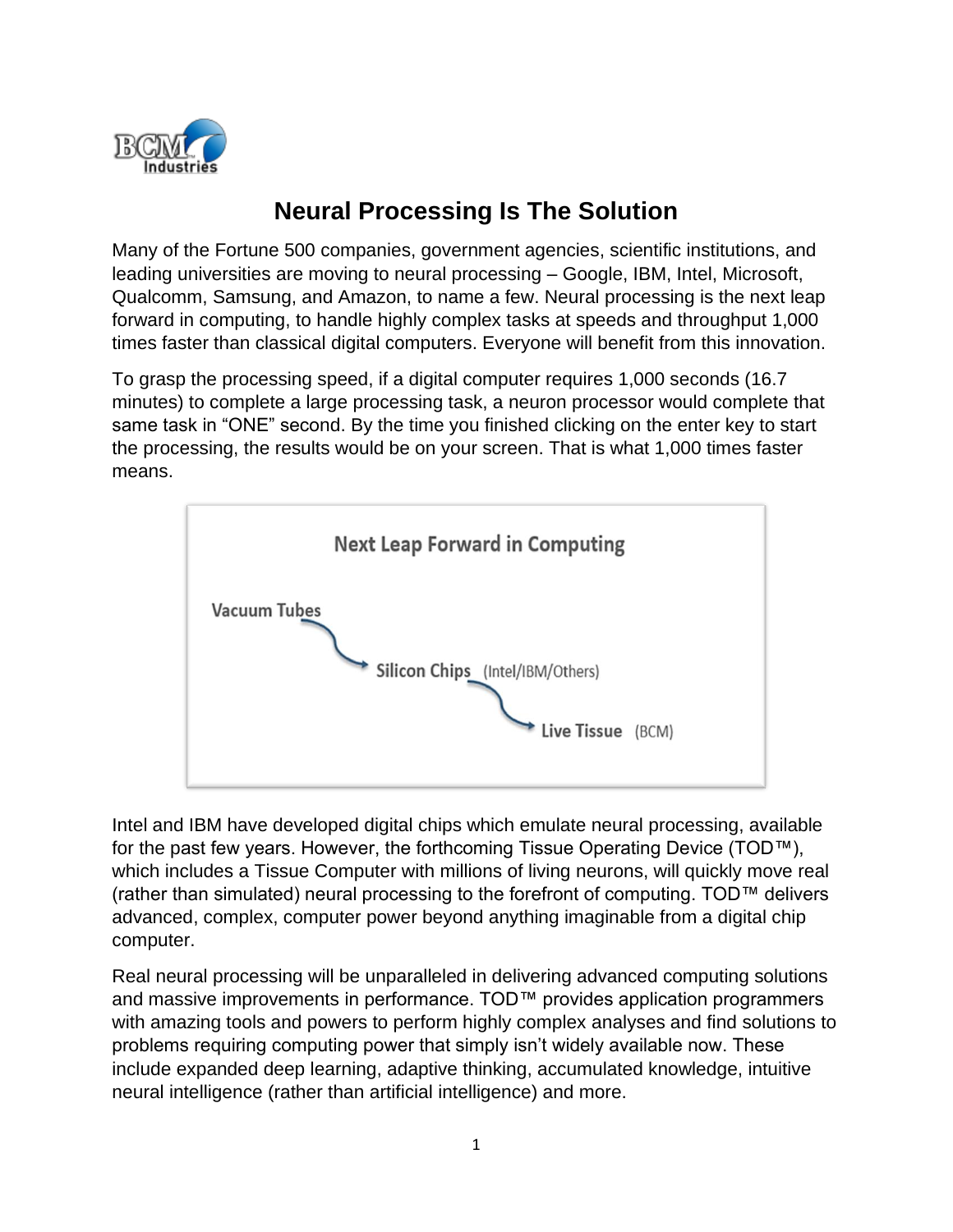# Neural Processing Is The Solution

Many of the Fortune 500 companies, government agencies, scientific institutions, and leading universities are moving to neural processing – Google, IBM, Intel, Microsoft, Qualcomm, Samsung, and Amazon, to name a few. Neural processing is the next leap forward in computing, to handle highly complex tasks at speeds and throughput 1,000 times faster than classical digital computers. Everyone will benefit from this innovation.

To grasp the processing speed, if a digital computer requires 1,000 seconds (16.7 minutes) to complete a large processing task, a neuron processor would complete that same task in "ONE" second. By the time you finished clicking on the enter key to start the processing, the results would be on your screen. That is what 1,000 times faster means.

Next Leap Forward in Computing

Vacuum Tubes → Silicon Chips (Intel/IBM/Others) → Live Tissue (BCM)

Intel and IBM have developed digital chips which emulate neural processing, available for the past few years. However, the forthcoming Tissue Operating Device (TOD™), which includes a Tissue Computer with millions of living neurons, will quickly move real (rather than simulated) neural processing to the forefront of computing. TOD™ delivers advanced, complex, computer power beyond anything imaginable from a digital chip computer.

Real neural processing will be unparalleled in delivering advanced computing solutions and massive improvements in performance. TOD™ provides application programmers with amazing tools and powers to perform highly complex analyses and find solutions to problems requiring computing power that simply isn't widely available now. These include expanded deep learning, adaptive thinking, accumulated knowledge, intuitive neural intelligence (rather than artificial intelligence) and more.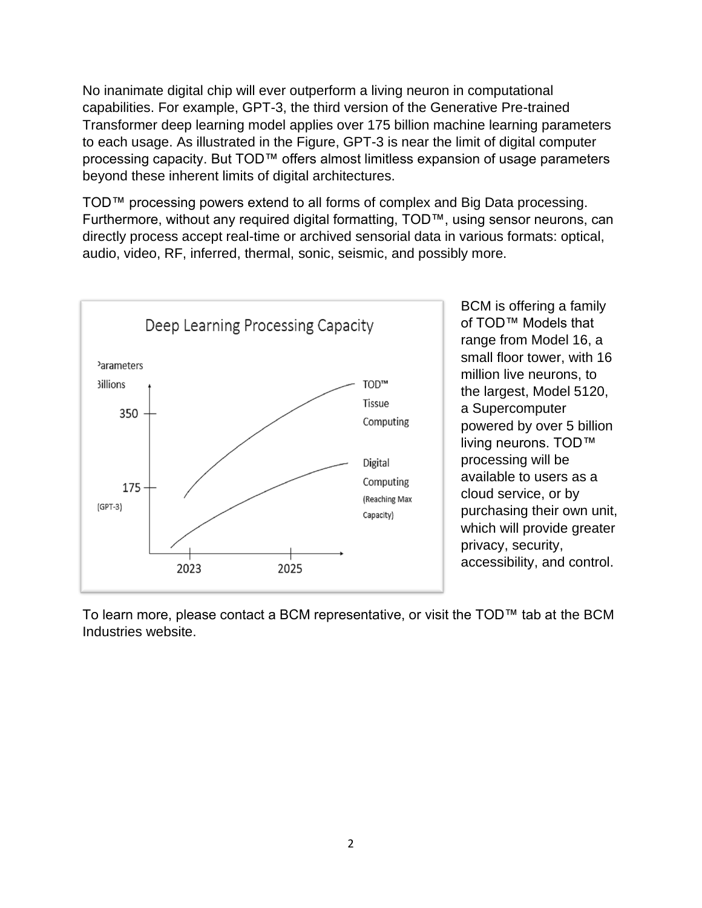No inanimate digital chip will ever outperform a living neuron in computational capabilities. For example, GPT-3, the third version of the Generative Pre-trained Transformer deep learning model applies over 175 billion machine learning parameters to each usage. As illustrated in the Figure, GPT-3 is near the limit of digital computer processing capacity. But TOD™ offers almost limitless expansion of usage parameters beyond these inherent limits of digital architectures.

TOD™ processing powers extend to all forms of complex and Big Data processing. Furthermore, without any required digital formatting, TOD™, using sensor neurons, can directly process accept real-time or archived sensorial data in various formats: optical, audio, video, RF, inferred, thermal, sonic, seismic, and possibly more.

Deep Learning Processing Capacity

Parameters
Billions

350

175
(GPT-3)

2023
2025

TOD™
Tissue
Computing

Digital
Computing
(Reaching Max
Capacity)

BCM is offering a family of TOD™ Models that range from Model 16, a small floor tower, with 16 million live neurons, to the largest, Model 5120, a Supercomputer powered by over 5 billion living neurons. TOD™ processing will be available to users as a cloud service, or by purchasing their own unit, which will provide greater privacy, security, accessibility, and control.

To learn more, please contact a BCM representative, or visit the TOD™ tab at the BCM Industries website.